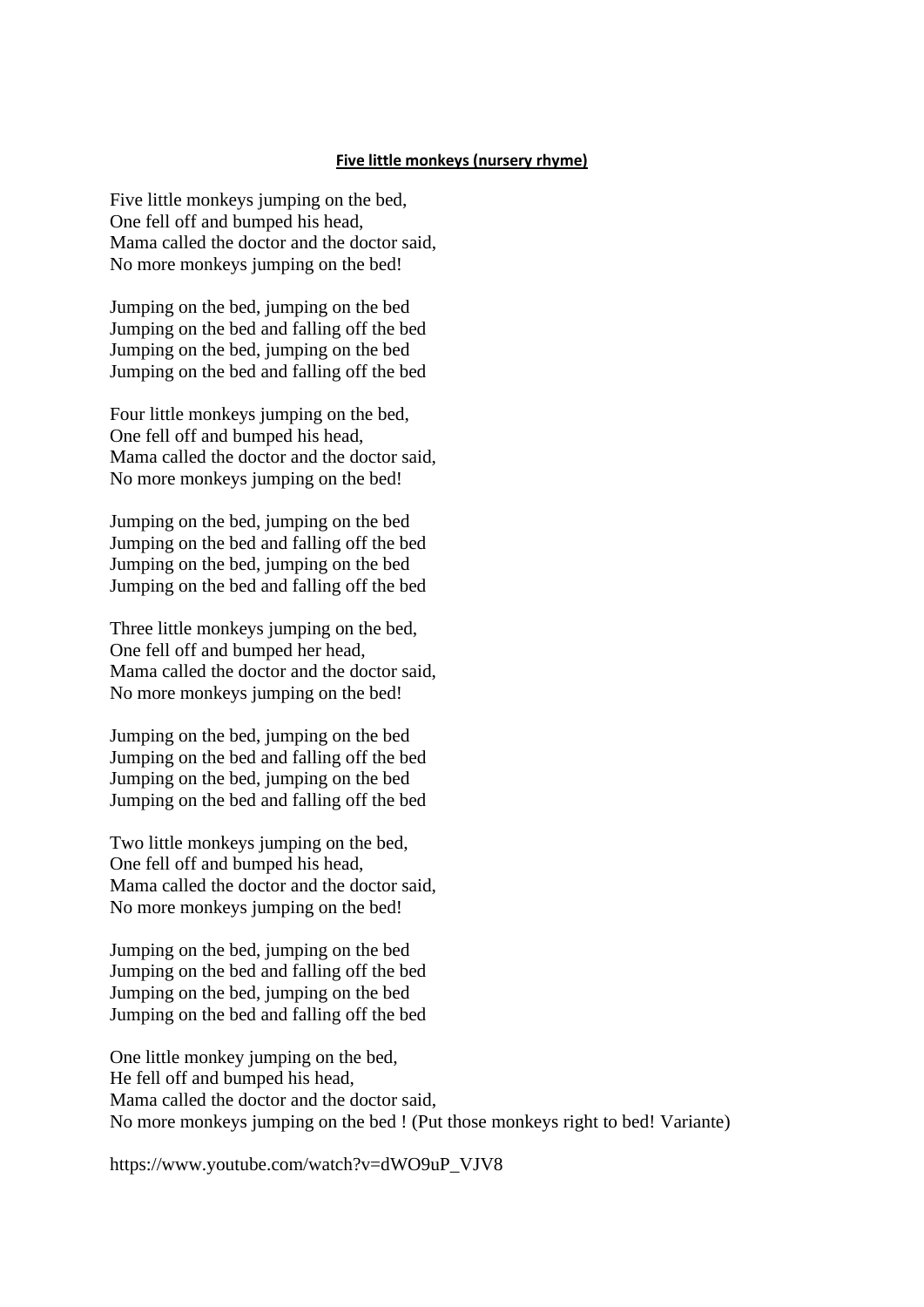**Five little monkeys (nursery rhyme)**

Five little monkeys jumping on the bed,
One fell off and bumped his head,
Mama called the doctor and the doctor said,
No more monkeys jumping on the bed!

Jumping on the bed, jumping on the bed
Jumping on the bed and falling off the bed
Jumping on the bed, jumping on the bed
Jumping on the bed and falling off the bed

Four little monkeys jumping on the bed,
One fell off and bumped his head,
Mama called the doctor and the doctor said,
No more monkeys jumping on the bed!

Jumping on the bed, jumping on the bed
Jumping on the bed and falling off the bed
Jumping on the bed, jumping on the bed
Jumping on the bed and falling off the bed

Three little monkeys jumping on the bed,
One fell off and bumped her head,
Mama called the doctor and the doctor said,
No more monkeys jumping on the bed!

Jumping on the bed, jumping on the bed
Jumping on the bed and falling off the bed
Jumping on the bed, jumping on the bed
Jumping on the bed and falling off the bed

Two little monkeys jumping on the bed,
One fell off and bumped his head,
Mama called the doctor and the doctor said,
No more monkeys jumping on the bed!

Jumping on the bed, jumping on the bed
Jumping on the bed and falling off the bed
Jumping on the bed, jumping on the bed
Jumping on the bed and falling off the bed

One little monkey jumping on the bed,
He fell off and bumped his head,
Mama called the doctor and the doctor said,
No more monkeys jumping on the bed ! (Put those monkeys right to bed! Variante)

https://www.youtube.com/watch?v=dWO9uP_VJV8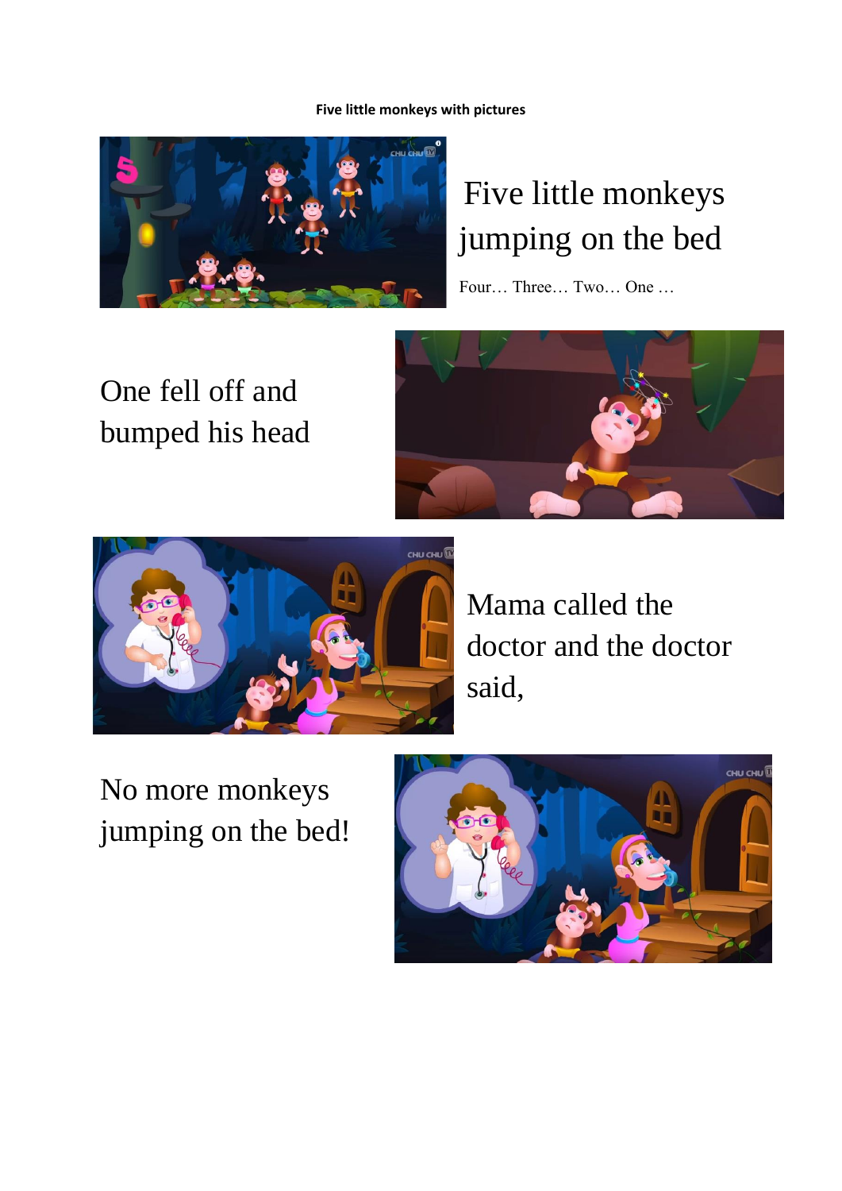**Five little monkeys with pictures**

Five little monkeys jumping on the bed

Four… Three… Two… One …

One fell off and bumped his head

Mama called the doctor and the doctor said,

No more monkeys jumping on the bed!